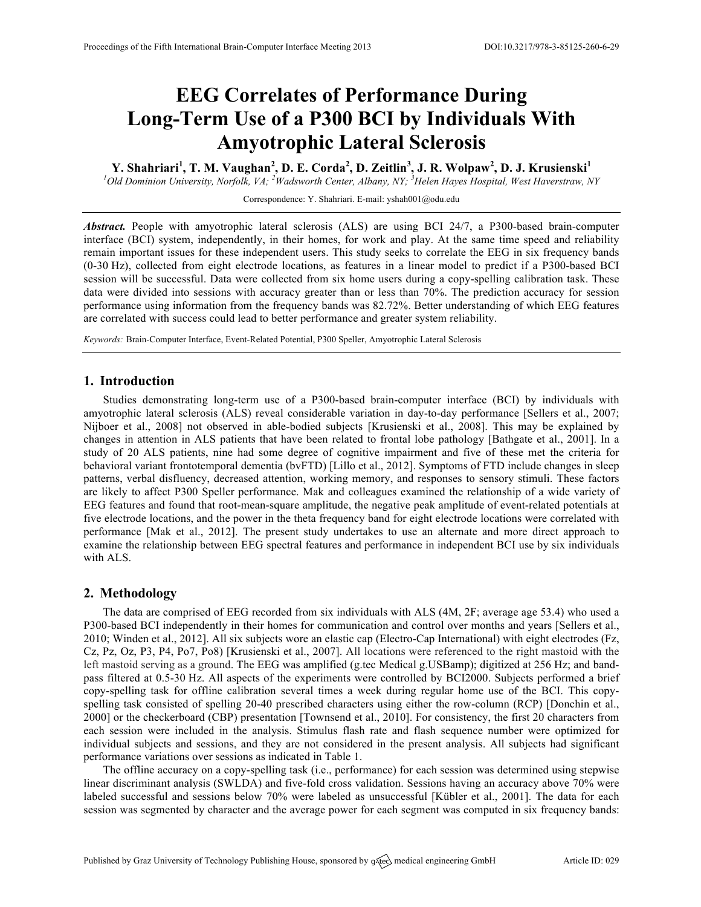# EEG Correlates of Performance During Long-Term Use of a P300 BCI by Individuals With Amyotrophic Lateral Sclerosis

**Y. Shahriari[1], T. M. Vaughan[2], D. E. Corda[2], D. Zeitlin[3], J. R. Wolpaw[2], D. J. Krusienski[1]**

*[1]Old Dominion University, Norfolk, VA; [2]Wadsworth Center, Albany, NY; [3]Helen Hayes Hospital, West Haverstraw, NY*

Correspondence: Y. Shahriari. E-mail: yshah001@odu.edu

***Abstract.*** People with amyotrophic lateral sclerosis (ALS) are using BCI 24/7, a P300-based brain-computer interface (BCI) system, independently, in their homes, for work and play. At the same time speed and reliability remain important issues for these independent users. This study seeks to correlate the EEG in six frequency bands (0-30 Hz), collected from eight electrode locations, as features in a linear model to predict if a P300-based BCI session will be successful. Data were collected from six home users during a copy-spelling calibration task. These data were divided into sessions with accuracy greater than or less than 70%. The prediction accuracy for session performance using information from the frequency bands was 82.72%. Better understanding of which EEG features are correlated with success could lead to better performance and greater system reliability.

*Keywords:* Brain-Computer Interface, Event-Related Potential, P300 Speller, Amyotrophic Lateral Sclerosis

## 1. Introduction

Studies demonstrating long-term use of a P300-based brain-computer interface (BCI) by individuals with amyotrophic lateral sclerosis (ALS) reveal considerable variation in day-to-day performance [Sellers et al., 2007; Nijboer et al., 2008] not observed in able-bodied subjects [Krusienski et al., 2008]. This may be explained by changes in attention in ALS patients that have been related to frontal lobe pathology [Bathgate et al., 2001]. In a study of 20 ALS patients, nine had some degree of cognitive impairment and five of these met the criteria for behavioral variant frontotemporal dementia (bvFTD) [Lillo et al., 2012]. Symptoms of FTD include changes in sleep patterns, verbal disfluency, decreased attention, working memory, and responses to sensory stimuli. These factors are likely to affect P300 Speller performance. Mak and colleagues examined the relationship of a wide variety of EEG features and found that root-mean-square amplitude, the negative peak amplitude of event-related potentials at five electrode locations, and the power in the theta frequency band for eight electrode locations were correlated with performance [Mak et al., 2012]. The present study undertakes to use an alternate and more direct approach to examine the relationship between EEG spectral features and performance in independent BCI use by six individuals with ALS.

## 2. Methodology

The data are comprised of EEG recorded from six individuals with ALS (4M, 2F; average age 53.4) who used a P300-based BCI independently in their homes for communication and control over months and years [Sellers et al., 2010; Winden et al., 2012]. All six subjects wore an elastic cap (Electro-Cap International) with eight electrodes (Fz, Cz, Pz, Oz, P3, P4, Po7, Po8) [Krusienski et al., 2007]. All locations were referenced to the right mastoid with the left mastoid serving as a ground. The EEG was amplified (g.tec Medical g.USBamp); digitized at 256 Hz; and band-pass filtered at 0.5-30 Hz. All aspects of the experiments were controlled by BCI2000. Subjects performed a brief copy-spelling task for offline calibration several times a week during regular home use of the BCI. This copy-spelling task consisted of spelling 20-40 prescribed characters using either the row-column (RCP) [Donchin et al., 2000] or the checkerboard (CBP) presentation [Townsend et al., 2010]. For consistency, the first 20 characters from each session were included in the analysis. Stimulus flash rate and flash sequence number were optimized for individual subjects and sessions, and they are not considered in the present analysis. All subjects had significant performance variations over sessions as indicated in Table 1.

The offline accuracy on a copy-spelling task (i.e., performance) for each session was determined using stepwise linear discriminant analysis (SWLDA) and five-fold cross validation. Sessions having an accuracy above 70% were labeled successful and sessions below 70% were labeled as unsuccessful [Kübler et al., 2001]. The data for each session was segmented by character and the average power for each segment was computed in six frequency bands: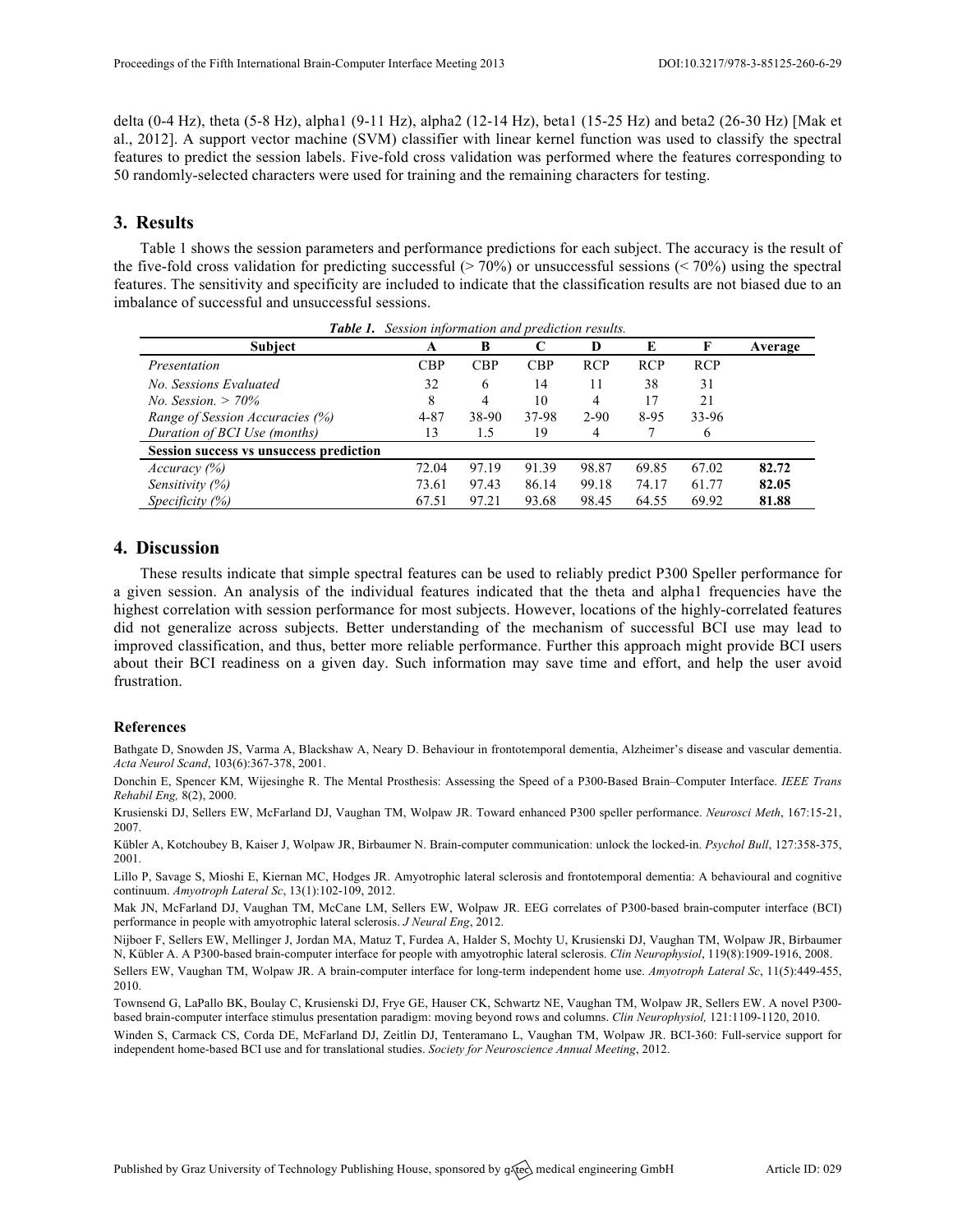delta (0-4 Hz), theta (5-8 Hz), alpha1 (9-11 Hz), alpha2 (12-14 Hz), beta1 (15-25 Hz) and beta2 (26-30 Hz) [Mak et al., 2012]. A support vector machine (SVM) classifier with linear kernel function was used to classify the spectral features to predict the session labels. Five-fold cross validation was performed where the features corresponding to 50 randomly-selected characters were used for training and the remaining characters for testing.

## 3. Results

Table 1 shows the session parameters and performance predictions for each subject. The accuracy is the result of the five-fold cross validation for predicting successful (> 70%) or unsuccessful sessions (< 70%) using the spectral features. The sensitivity and specificity are included to indicate that the classification results are not biased due to an imbalance of successful and unsuccessful sessions.

***Table 1.*** *Session information and prediction results.*

| Subject | A | B | C | D | E | F | Average |
|---|---|---|---|---|---|---|---|
| *Presentation* | CBP | CBP | CBP | RCP | RCP | RCP | |
| *No. Sessions Evaluated* | 32 | 6 | 14 | 11 | 38 | 31 | |
| *No. Session. > 70%* | 8 | 4 | 10 | 4 | 17 | 21 | |
| *Range of Session Accuracies (%)* | 4-87 | 38-90 | 37-98 | 2-90 | 8-95 | 33-96 | |
| *Duration of BCI Use (months)* | 13 | 1.5 | 19 | 4 | 7 | 6 | |
| **Session success vs unsuccess prediction** | | | | | | | |
| *Accuracy (%)* | 72.04 | 97.19 | 91.39 | 98.87 | 69.85 | 67.02 | **82.72** |
| *Sensitivity (%)* | 73.61 | 97.43 | 86.14 | 99.18 | 74.17 | 61.77 | **82.05** |
| *Specificity (%)* | 67.51 | 97.21 | 93.68 | 98.45 | 64.55 | 69.92 | **81.88** |

## 4. Discussion

These results indicate that simple spectral features can be used to reliably predict P300 Speller performance for a given session. An analysis of the individual features indicated that the theta and alpha1 frequencies have the highest correlation with session performance for most subjects. However, locations of the highly-correlated features did not generalize across subjects. Better understanding of the mechanism of successful BCI use may lead to improved classification, and thus, better more reliable performance. Further this approach might provide BCI users about their BCI readiness on a given day. Such information may save time and effort, and help the user avoid frustration.

### References

Bathgate D, Snowden JS, Varma A, Blackshaw A, Neary D. Behaviour in frontotemporal dementia, Alzheimer's disease and vascular dementia. *Acta Neurol Scand*, 103(6):367-378, 2001.

Donchin E, Spencer KM, Wijesinghe R. The Mental Prosthesis: Assessing the Speed of a P300-Based Brain–Computer Interface. *IEEE Trans Rehabil Eng,* 8(2), 2000.

Krusienski DJ, Sellers EW, McFarland DJ, Vaughan TM, Wolpaw JR. Toward enhanced P300 speller performance. *Neurosci Meth*, 167:15-21, 2007.

Kübler A, Kotchoubey B, Kaiser J, Wolpaw JR, Birbaumer N. Brain-computer communication: unlock the locked-in. *Psychol Bull*, 127:358-375, 2001.

Lillo P, Savage S, Mioshi E, Kiernan MC, Hodges JR. Amyotrophic lateral sclerosis and frontotemporal dementia: A behavioural and cognitive continuum. *Amyotroph Lateral Sc*, 13(1):102-109, 2012.

Mak JN, McFarland DJ, Vaughan TM, McCane LM, Sellers EW, Wolpaw JR. EEG correlates of P300-based brain-computer interface (BCI) performance in people with amyotrophic lateral sclerosis. *J Neural Eng*, 2012.

Nijboer F, Sellers EW, Mellinger J, Jordan MA, Matuz T, Furdea A, Halder S, Mochty U, Krusienski DJ, Vaughan TM, Wolpaw JR, Birbaumer N, Kübler A. A P300-based brain-computer interface for people with amyotrophic lateral sclerosis. *Clin Neurophysiol*, 119(8):1909-1916, 2008.

Sellers EW, Vaughan TM, Wolpaw JR. A brain-computer interface for long-term independent home use. *Amyotroph Lateral Sc*, 11(5):449-455, 2010.

Townsend G, LaPallo BK, Boulay C, Krusienski DJ, Frye GE, Hauser CK, Schwartz NE, Vaughan TM, Wolpaw JR, Sellers EW. A novel P300-based brain-computer interface stimulus presentation paradigm: moving beyond rows and columns. *Clin Neurophysiol,* 121:1109-1120, 2010.

Winden S, Carmack CS, Corda DE, McFarland DJ, Zeitlin DJ, Tenteramano L, Vaughan TM, Wolpaw JR. BCI-360: Full-service support for independent home-based BCI use and for translational studies. *Society for Neuroscience Annual Meeting*, 2012.